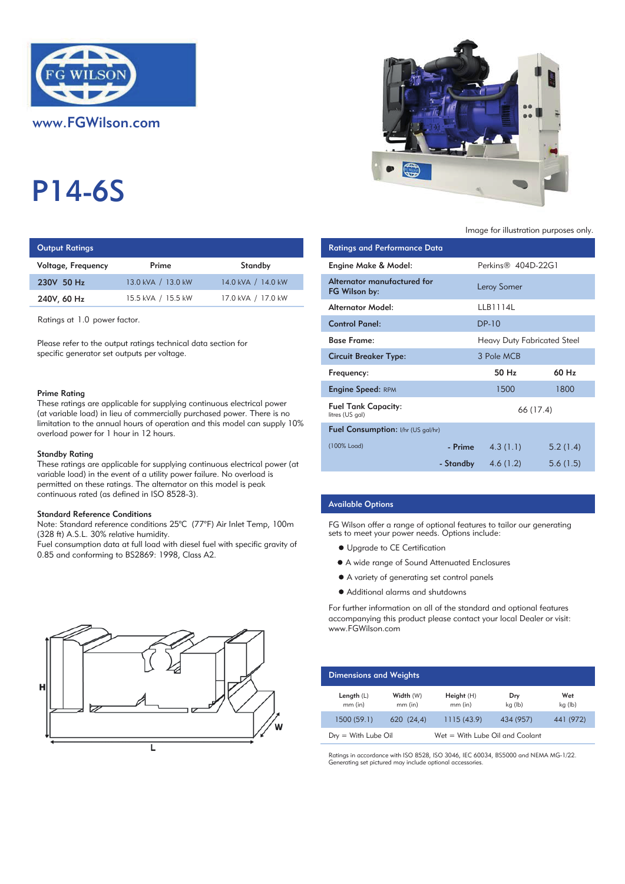FG WILSON

www.FGWilson.com

# P14-6S

Image for illustration purposes only.

## Output Ratings

| Voltage, Frequency | Prime | Standby |
|---|---|---|
| 230V 50 Hz | 13.0 kVA / 13.0 kW | 14.0 kVA / 14.0 kW |
| 240V, 60 Hz | 15.5 kVA / 15.5 kW | 17.0 kVA / 17.0 kW |

Ratings at 1.0 power factor.

Please refer to the output ratings technical data section for specific generator set outputs per voltage.

### Prime Rating

These ratings are applicable for supplying continuous electrical power (at variable load) in lieu of commercially purchased power. There is no limitation to the annual hours of operation and this model can supply 10% overload power for 1 hour in 12 hours.

### Standby Rating

These ratings are applicable for supplying continuous electrical power (at variable load) in the event of a utility power failure. No overload is permitted on these ratings. The alternator on this model is peak continuous rated (as defined in ISO 8528-3).

### Standard Reference Conditions

Note: Standard reference conditions 25°C (77°F) Air Inlet Temp, 100m (328 ft) A.S.L. 30% relative humidity.
Fuel consumption data at full load with diesel fuel with specific gravity of 0.85 and conforming to BS2869: 1998, Class A2.

## Ratings and Performance Data

| | | | |
|---|---|---|---|
| Engine Make & Model: | | Perkins® 404D-22G1 | |
| Alternator manufactured for FG Wilson by: | | Leroy Somer | |
| Alternator Model: | | LLB1114L | |
| Control Panel: | | DP-10 | |
| Base Frame: | | Heavy Duty Fabricated Steel | |
| Circuit Breaker Type: | | 3 Pole MCB | |
| Frequency: | | 50 Hz | 60 Hz |
| Engine Speed: RPM | | 1500 | 1800 |
| Fuel Tank Capacity: litres (US gal) | | 66 (17.4) | |
| Fuel Consumption: l/hr (US gal/hr) | | | |
| (100% Load) | - Prime | 4.3 (1.1) | 5.2 (1.4) |
| | - Standby | 4.6 (1.2) | 5.6 (1.5) |

## Available Options

FG Wilson offer a range of optional features to tailor our generating sets to meet your power needs. Options include:

- Upgrade to CE Certification
- A wide range of Sound Attenuated Enclosures
- A variety of generating set control panels
- Additional alarms and shutdowns

For further information on all of the standard and optional features accompanying this product please contact your local Dealer or visit: www.FGWilson.com

## Dimensions and Weights

| Length (L) mm (in) | Width (W) mm (in) | Height (H) mm (in) | Dry kg (lb) | Wet kg (lb) |
|---|---|---|---|---|
| 1500 (59.1) | 620 (24,4) | 1115 (43.9) | 434 (957) | 441 (972) |

Dry = With Lube Oil    Wet = With Lube Oil and Coolant

Ratings in accordance with ISO 8528, ISO 3046, IEC 60034, BS5000 and NEMA MG-1/22.
Generating set pictured may include optional accessories.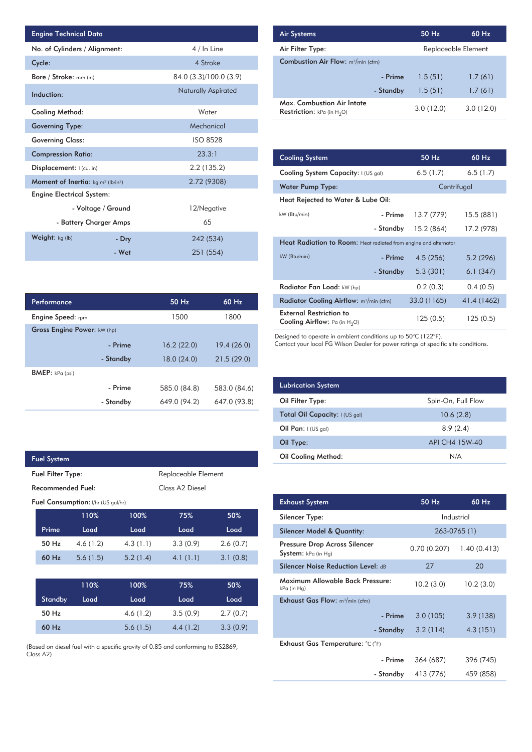| Engine Technical Data | | |
|---|---|---|
| No. of Cylinders / Alignment: | | 4 / In Line |
| Cycle: | | 4 Stroke |
| Bore / Stroke: mm (in) | | 84.0 (3.3)/100.0 (3.9) |
| Induction: | | Naturally Aspirated |
| Cooling Method: | | Water |
| Governing Type: | | Mechanical |
| Governing Class: | | ISO 8528 |
| Compression Ratio: | | 23.3:1 |
| Displacement: l (cu. in) | | 2.2 (135.2) |
| Moment of Inertia: kg m² (lb/in²) | | 2.72 (9308) |
| Engine Electrical System: | | |
| | - Voltage / Ground | 12/Negative |
| | - Battery Charger Amps | 65 |
| Weight: kg (lb) | - Dry | 242 (534) |
| | - Wet | 251 (554) |

| Performance | | 50 Hz | 60 Hz |
|---|---|---|---|
| Engine Speed: rpm | | 1500 | 1800 |
| Gross Engine Power: kW (hp) | | | |
| | - Prime | 16.2 (22.0) | 19.4 (26.0) |
| | - Standby | 18.0 (24.0) | 21.5 (29.0) |
| BMEP: kPa (psi) | | | |
| | - Prime | 585.0 (84.8) | 583.0 (84.6) |
| | - Standby | 649.0 (94.2) | 647.0 (93.8) |

| Fuel System | |
|---|---|
| Fuel Filter Type: | Replaceable Element |
| Recommended Fuel: | Class A2 Diesel |

Fuel Consumption: l/hr (US gal/hr)

| Prime | 110% Load | 100% Load | 75% Load | 50% Load |
|---|---|---|---|---|
| 50 Hz | 4.6 (1.2) | 4.3 (1.1) | 3.3 (0.9) | 2.6 (0.7) |
| 60 Hz | 5.6 (1.5) | 5.2 (1.4) | 4.1 (1.1) | 3.1 (0.8) |

| Standby | 110% Load | 100% Load | 75% Load | 50% Load |
|---|---|---|---|---|
| 50 Hz | | 4.6 (1.2) | 3.5 (0.9) | 2.7 (0.7) |
| 60 Hz | | 5.6 (1.5) | 4.4 (1.2) | 3.3 (0.9) |

(Based on diesel fuel with a specific gravity of 0.85 and conforming to BS2869, Class A2)

| Air Systems | | 50 Hz | 60 Hz |
|---|---|---|---|
| Air Filter Type: | | Replaceable Element | |
| Combustion Air Flow: m³/min (cfm) | | | |
| | - Prime | 1.5 (51) | 1.7 (61) |
| | - Standby | 1.5 (51) | 1.7 (61) |
| Max. Combustion Air Intate Restriction: kPa (in $H_2O$) | | 3.0 (12.0) | 3.0 (12.0) |

| Cooling System | | 50 Hz | 60 Hz |
|---|---|---|---|
| Cooling System Capacity: l (US gal) | | 6.5 (1.7) | 6.5 (1.7) |
| Water Pump Type: | | Centrifugal | |
| Heat Rejected to Water & Lube Oil: | | | |
| kW (Btu/min) | - Prime | 13.7 (779) | 15.5 (881) |
| | - Standby | 15.2 (864) | 17.2 (978) |
| Heat Radiation to Room: Heat radiated from engine and alternator | | | |
| kW (Btu/min) | - Prime | 4.5 (256) | 5.2 (296) |
| | - Standby | 5.3 (301) | 6.1 (347) |
| Radiator Fan Load: kW (hp) | | 0.2 (0.3) | 0.4 (0.5) |
| Radiator Cooling Airflow: m³/min (cfm) | | 33.0 (1165) | 41.4 (1462) |
| External Restriction to Cooling Airflow: Pa (in $H_2O$) | | 125 (0.5) | 125 (0.5) |

Designed to operate in ambient conditions up to 50°C (122°F).
Contact your local FG Wilson Dealer for power ratings at specific site conditions.

| Lubrication System | |
|---|---|
| Oil Filter Type: | Spin-On, Full Flow |
| Total Oil Capacity: l (US gal) | 10.6 (2.8) |
| Oil Pan: l (US gal) | 8.9 (2.4) |
| Oil Type: | API CH4 15W-40 |
| Oil Cooling Method: | N/A |

| Exhaust System | | 50 Hz | 60 Hz |
|---|---|---|---|
| Silencer Type: | | Industrial | |
| Silencer Model & Quantity: | | 263-0765 (1) | |
| Pressure Drop Across Silencer System: kPa (in Hg) | | 0.70 (0.207) | 1.40 (0.413) |
| Silencer Noise Reduction Level: dB | | 27 | 20 |
| Maximum Allowable Back Pressure: kPa (in Hg) | | 10.2 (3.0) | 10.2 (3.0) |
| Exhaust Gas Flow: m³/min (cfm) | | | |
| | - Prime | 3.0 (105) | 3.9 (138) |
| | - Standby | 3.2 (114) | 4.3 (151) |
| Exhaust Gas Temperature: °C (°F) | | | |
| | - Prime | 364 (687) | 396 (745) |
| | - Standby | 413 (776) | 459 (858) |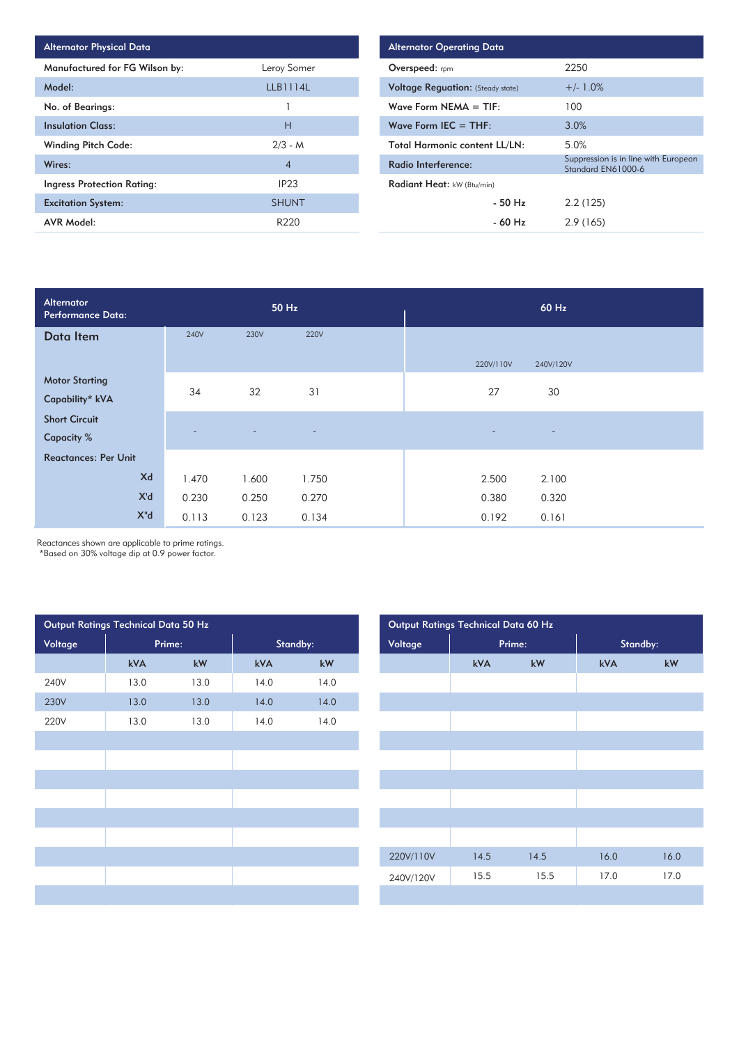| Alternator Physical Data | |
|---|---|
| Manufactured for FG Wilson by: | Leroy Somer |
| Model: | LLB1114L |
| No. of Bearings: | 1 |
| Insulation Class: | H |
| Winding Pitch Code: | 2/3 - M |
| Wires: | 4 |
| Ingress Protection Rating: | IP23 |
| Excitation System: | SHUNT |
| AVR Model: | R220 |

| Alternator Operating Data | |
|---|---|
| Overspeed: rpm | 2250 |
| Voltage Reguation: (Steady state) | +/- 1.0% |
| Wave Form NEMA = TIF: | 100 |
| Wave Form IEC = THF: | 3.0% |
| Total Harmonic content LL/LN: | 5.0% |
| Radio Interference: | Suppression is in line with European Standard EN61000-6 |
| Radiant Heat: kW (Btu/min) | |
| - 50 Hz | 2.2 (125) |
| - 60 Hz | 2.9 (165) |

| Alternator Performance Data: | 50 Hz | | | 60 Hz | |
|---|---|---|---|---|---|
| Data Item | 240V | 230V | 220V | 220V/110V | 240V/120V |
| Motor Starting Capability* kVA | 34 | 32 | 31 | 27 | 30 |
| Short Circuit Capacity % | - | - | - | - | - |
| Reactances: Per Unit | | | | | |
| Xd | 1.470 | 1.600 | 1.750 | 2.500 | 2.100 |
| X'd | 0.230 | 0.250 | 0.270 | 0.380 | 0.320 |
| X"d | 0.113 | 0.123 | 0.134 | 0.192 | 0.161 |

Reactances shown are applicable to prime ratings.
*Based on 30% voltage dip at 0.9 power factor.

| Output Ratings Technical Data 50 Hz | | | | |
|---|---|---|---|---|
| Voltage | Prime: | | Standby: | |
| | kVA | kW | kVA | kW |
| 240V | 13.0 | 13.0 | 14.0 | 14.0 |
| 230V | 13.0 | 13.0 | 14.0 | 14.0 |
| 220V | 13.0 | 13.0 | 14.0 | 14.0 |

| Output Ratings Technical Data 60 Hz | | | | |
|---|---|---|---|---|
| Voltage | Prime: | | Standby: | |
| | kVA | kW | kVA | kW |
| 220V/110V | 14.5 | 14.5 | 16.0 | 16.0 |
| 240V/120V | 15.5 | 15.5 | 17.0 | 17.0 |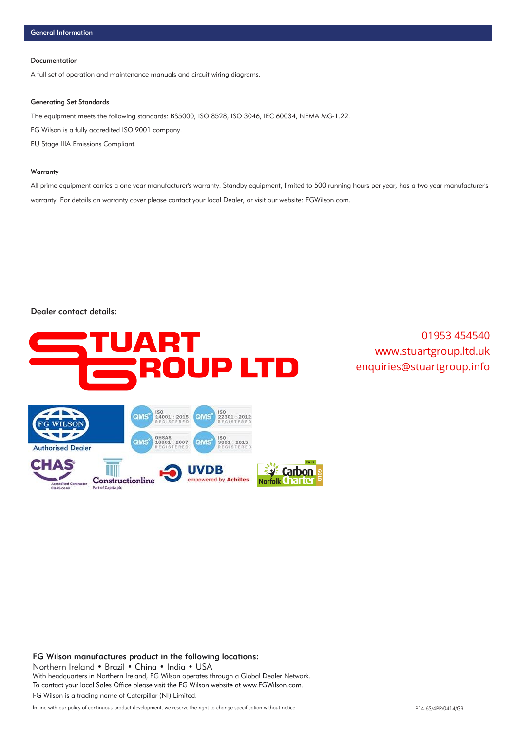## General Information

### Documentation

A full set of operation and maintenance manuals and circuit wiring diagrams.

### Generating Set Standards

The equipment meets the following standards: BS5000, ISO 8528, ISO 3046, IEC 60034, NEMA MG-1.22.

FG Wilson is a fully accredited ISO 9001 company.

EU Stage IIIA Emissions Compliant.

### Warranty

All prime equipment carries a one year manufacturer's warranty. Standby equipment, limited to 500 running hours per year, has a two year manufacturer's warranty. For details on warranty cover please contact your local Dealer, or visit our website: FGWilson.com.

**Dealer contact details:**

STUART GROUP LTD

01953 454540
www.stuartgroup.ltd.uk
enquiries@stuartgroup.info

FG WILSON Authorised Dealer

QMS ISO 14001 : 2015 REGISTERED
QMS ISO 22301 : 2012 REGISTERED
QMS OHSAS 18001 : 2007 REGISTERED
QMS ISO 9001 : 2015 REGISTERED

CHAS Accredited Contractor CHAS.co.uk
Constructionline Part of Capita plc
UVDB empowered by Achilles
Norfolk Carbon Charter 2019 GOLD

**FG Wilson manufactures product in the following locations:**
Northern Ireland • Brazil • China • India • USA
With headquarters in Northern Ireland, FG Wilson operates through a Global Dealer Network.
To contact your local Sales Office please visit the FG Wilson website at www.FGWilson.com.
FG Wilson is a trading name of Caterpillar (NI) Limited.

In line with our policy of continuous product development, we reserve the right to change specification without notice.

P14-6S/4PP/0414/GB